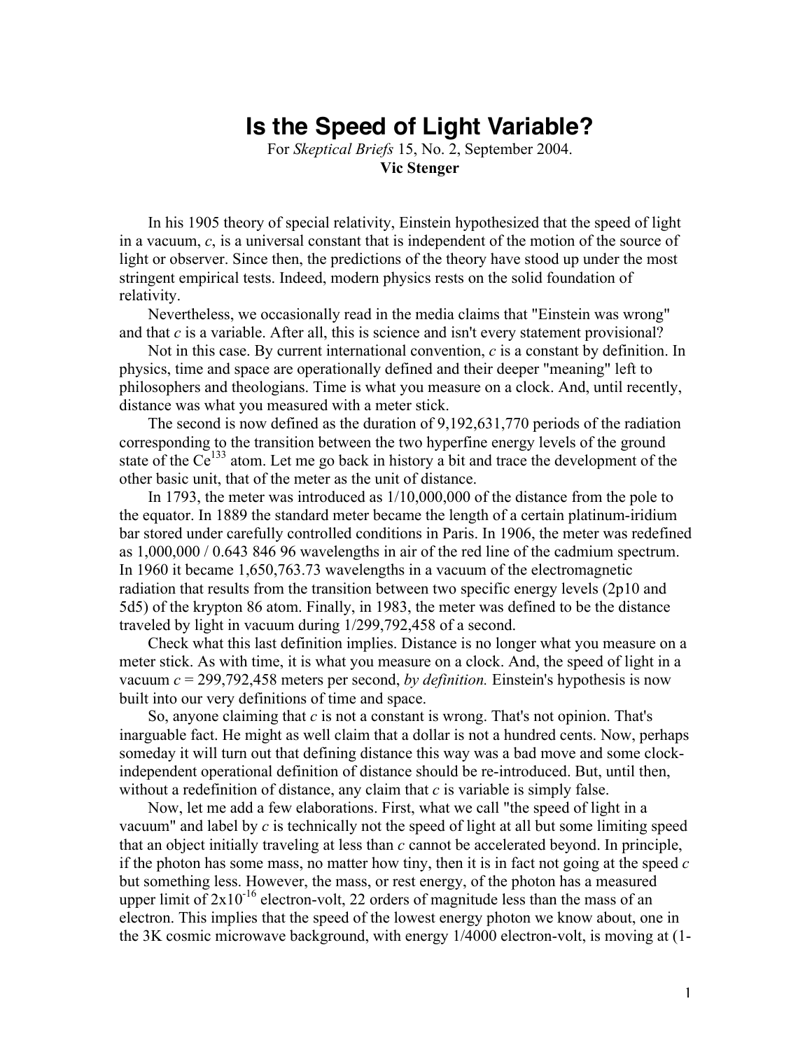# Is the Speed of Light Variable?

For *Skeptical Briefs* 15, No. 2, September 2004.
**Vic Stenger**

In his 1905 theory of special relativity, Einstein hypothesized that the speed of light in a vacuum, *c*, is a universal constant that is independent of the motion of the source of light or observer. Since then, the predictions of the theory have stood up under the most stringent empirical tests. Indeed, modern physics rests on the solid foundation of relativity.

Nevertheless, we occasionally read in the media claims that "Einstein was wrong" and that *c* is a variable. After all, this is science and isn't every statement provisional?

Not in this case. By current international convention, *c* is a constant by definition. In physics, time and space are operationally defined and their deeper "meaning" left to philosophers and theologians. Time is what you measure on a clock. And, until recently, distance was what you measured with a meter stick.

The second is now defined as the duration of 9,192,631,770 periods of the radiation corresponding to the transition between the two hyperfine energy levels of the ground state of the $Ce^{133}$ atom. Let me go back in history a bit and trace the development of the other basic unit, that of the meter as the unit of distance.

In 1793, the meter was introduced as 1/10,000,000 of the distance from the pole to the equator. In 1889 the standard meter became the length of a certain platinum-iridium bar stored under carefully controlled conditions in Paris. In 1906, the meter was redefined as 1,000,000 / 0.643 846 96 wavelengths in air of the red line of the cadmium spectrum. In 1960 it became 1,650,763.73 wavelengths in a vacuum of the electromagnetic radiation that results from the transition between two specific energy levels (2p10 and 5d5) of the krypton 86 atom. Finally, in 1983, the meter was defined to be the distance traveled by light in vacuum during 1/299,792,458 of a second.

Check what this last definition implies. Distance is no longer what you measure on a meter stick. As with time, it is what you measure on a clock. And, the speed of light in a vacuum *c* = 299,792,458 meters per second, *by definition.* Einstein's hypothesis is now built into our very definitions of time and space.

So, anyone claiming that *c* is not a constant is wrong. That's not opinion. That's inarguable fact. He might as well claim that a dollar is not a hundred cents. Now, perhaps someday it will turn out that defining distance this way was a bad move and some clock-independent operational definition of distance should be re-introduced. But, until then, without a redefinition of distance, any claim that *c* is variable is simply false.

Now, let me add a few elaborations. First, what we call "the speed of light in a vacuum" and label by *c* is technically not the speed of light at all but some limiting speed that an object initially traveling at less than *c* cannot be accelerated beyond. In principle, if the photon has some mass, no matter how tiny, then it is in fact not going at the speed *c* but something less. However, the mass, or rest energy, of the photon has a measured upper limit of $2\text{x}10^{-16}$ electron-volt, 22 orders of magnitude less than the mass of an electron. This implies that the speed of the lowest energy photon we know about, one in the 3K cosmic microwave background, with energy 1/4000 electron-volt, is moving at (1-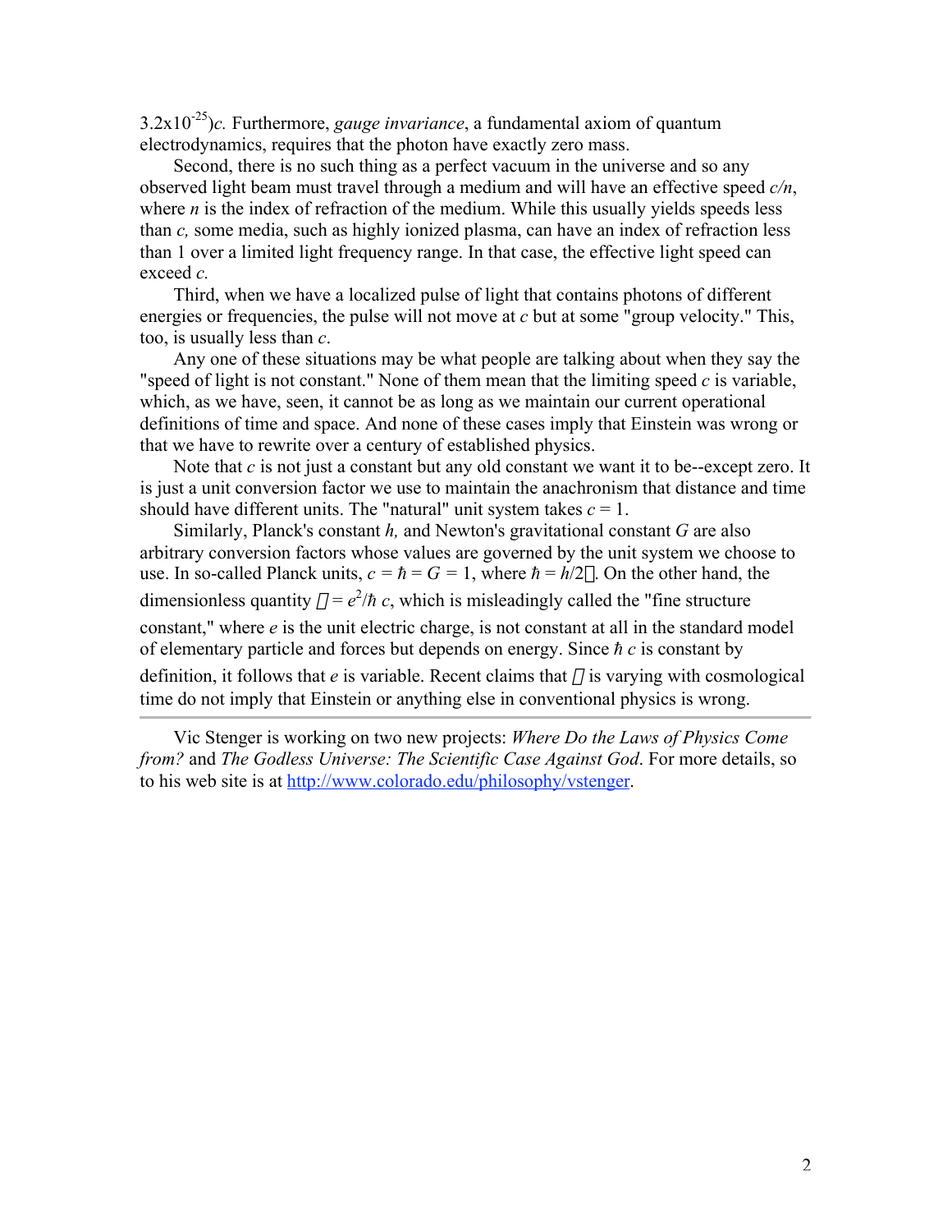$3.2 \times 10^{-25})c$. Furthermore, *gauge invariance*, a fundamental axiom of quantum electrodynamics, requires that the photon have exactly zero mass.

Second, there is no such thing as a perfect vacuum in the universe and so any observed light beam must travel through a medium and will have an effective speed $c/n$, where $n$ is the index of refraction of the medium. While this usually yields speeds less than $c$, some media, such as highly ionized plasma, can have an index of refraction less than 1 over a limited light frequency range. In that case, the effective light speed can exceed $c$.

Third, when we have a localized pulse of light that contains photons of different energies or frequencies, the pulse will not move at $c$ but at some "group velocity." This, too, is usually less than $c$.

Any one of these situations may be what people are talking about when they say the "speed of light is not constant." None of them mean that the limiting speed $c$ is variable, which, as we have, seen, it cannot be as long as we maintain our current operational definitions of time and space. And none of these cases imply that Einstein was wrong or that we have to rewrite over a century of established physics.

Note that $c$ is not just a constant but any old constant we want it to be--except zero. It is just a unit conversion factor we use to maintain the anachronism that distance and time should have different units. The "natural" unit system takes $c = 1$.

Similarly, Planck's constant $h$, and Newton's gravitational constant $G$ are also arbitrary conversion factors whose values are governed by the unit system we choose to use. In so-called Planck units, $c = \hbar = G = 1$, where $\hbar = h/2\pi$. On the other hand, the dimensionless quantity $\alpha = e^2/\hbar c$, which is misleadingly called the "fine structure constant," where $e$ is the unit electric charge, is not constant at all in the standard model of elementary particle and forces but depends on energy. Since $\hbar c$ is constant by definition, it follows that $e$ is variable. Recent claims that $\alpha$ is varying with cosmological time do not imply that Einstein or anything else in conventional physics is wrong.

---

Vic Stenger is working on two new projects: *Where Do the Laws of Physics Come from?* and *The Godless Universe: The Scientific Case Against God*. For more details, so to his web site is at http://www.colorado.edu/philosophy/vstenger.